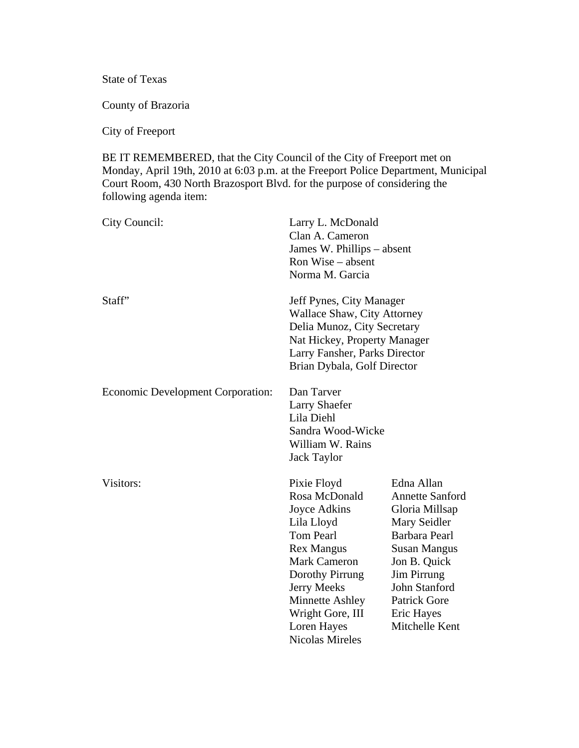State of Texas

County of Brazoria

City of Freeport

BE IT REMEMBERED, that the City Council of the City of Freeport met on Monday, April 19th, 2010 at 6:03 p.m. at the Freeport Police Department, Municipal Court Room, 430 North Brazosport Blvd. for the purpose of considering the following agenda item:

| | | |
|---|---|---|
| City Council: | Larry L. McDonald | |
| | Clan A. Cameron | |
| | James W. Phillips – absent | |
| | Ron Wise – absent | |
| | Norma M. Garcia | |
| Staff" | Jeff Pynes, City Manager | |
| | Wallace Shaw, City Attorney | |
| | Delia Munoz, City Secretary | |
| | Nat Hickey, Property Manager | |
| | Larry Fansher, Parks Director | |
| | Brian Dybala, Golf Director | |
| Economic Development Corporation: | Dan Tarver | |
| | Larry Shaefer | |
| | Lila Diehl | |
| | Sandra Wood-Wicke | |
| | William W. Rains | |
| | Jack Taylor | |
| Visitors: | Pixie Floyd | Edna Allan |
| | Rosa McDonald | Annette Sanford |
| | Joyce Adkins | Gloria Millsap |
| | Lila Lloyd | Mary Seidler |
| | Tom Pearl | Barbara Pearl |
| | Rex Mangus | Susan Mangus |
| | Mark Cameron | Jon B. Quick |
| | Dorothy Pirrung | Jim Pirrung |
| | Jerry Meeks | John Stanford |
| | Minnette Ashley | Patrick Gore |
| | Wright Gore, III | Eric Hayes |
| | Loren Hayes | Mitchelle Kent |
| | Nicolas Mireles | |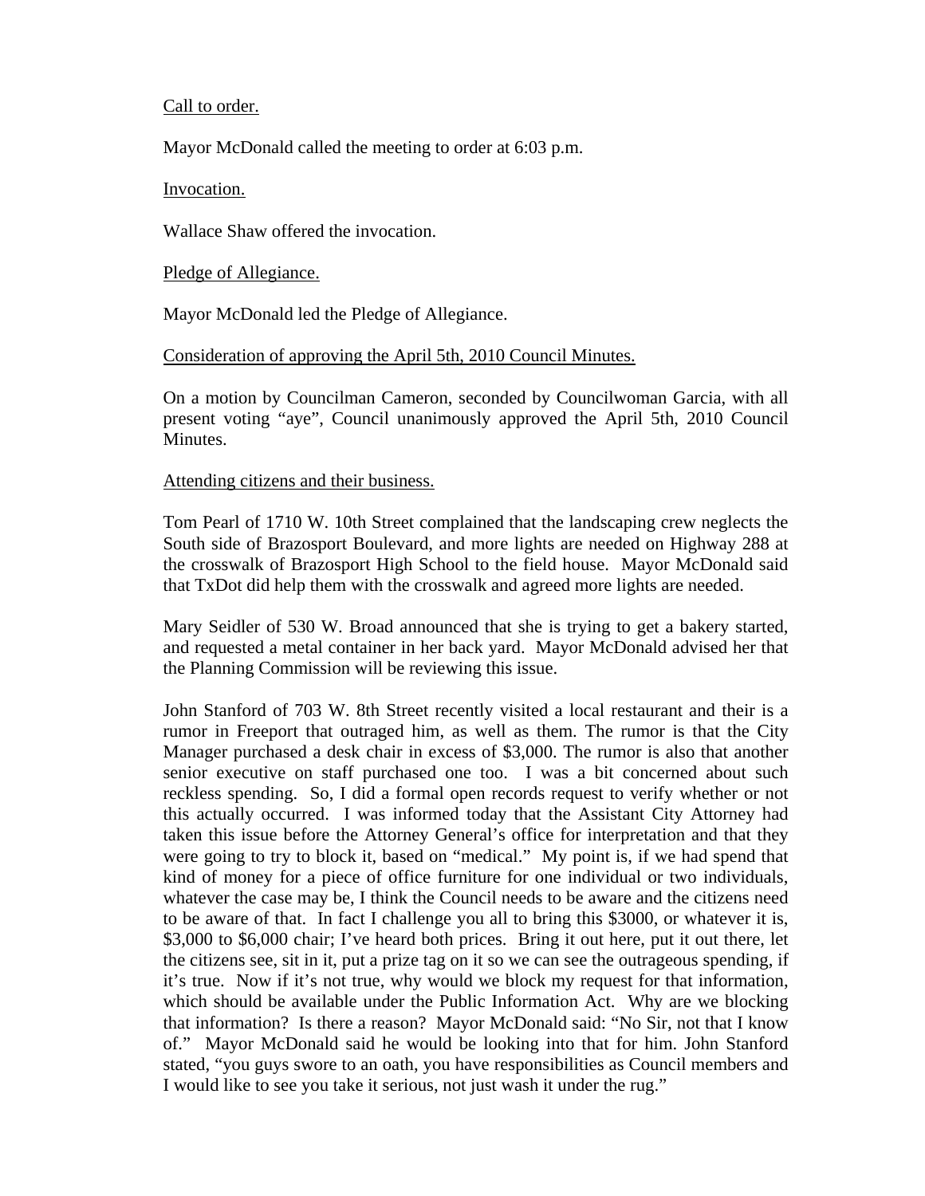Call to order.

Mayor McDonald called the meeting to order at 6:03 p.m.

Invocation.

Wallace Shaw offered the invocation.

Pledge of Allegiance.

Mayor McDonald led the Pledge of Allegiance.

Consideration of approving the April 5th, 2010 Council Minutes.

On a motion by Councilman Cameron, seconded by Councilwoman Garcia, with all present voting "aye", Council unanimously approved the April 5th, 2010 Council Minutes.

Attending citizens and their business.

Tom Pearl of 1710 W. 10th Street complained that the landscaping crew neglects the South side of Brazosport Boulevard, and more lights are needed on Highway 288 at the crosswalk of Brazosport High School to the field house. Mayor McDonald said that TxDot did help them with the crosswalk and agreed more lights are needed.

Mary Seidler of 530 W. Broad announced that she is trying to get a bakery started, and requested a metal container in her back yard. Mayor McDonald advised her that the Planning Commission will be reviewing this issue.

John Stanford of 703 W. 8th Street recently visited a local restaurant and their is a rumor in Freeport that outraged him, as well as them. The rumor is that the City Manager purchased a desk chair in excess of $3,000. The rumor is also that another senior executive on staff purchased one too. I was a bit concerned about such reckless spending. So, I did a formal open records request to verify whether or not this actually occurred. I was informed today that the Assistant City Attorney had taken this issue before the Attorney General's office for interpretation and that they were going to try to block it, based on "medical." My point is, if we had spend that kind of money for a piece of office furniture for one individual or two individuals, whatever the case may be, I think the Council needs to be aware and the citizens need to be aware of that. In fact I challenge you all to bring this $3000, or whatever it is, $3,000 to $6,000 chair; I've heard both prices. Bring it out here, put it out there, let the citizens see, sit in it, put a prize tag on it so we can see the outrageous spending, if it's true. Now if it's not true, why would we block my request for that information, which should be available under the Public Information Act. Why are we blocking that information? Is there a reason? Mayor McDonald said: "No Sir, not that I know of." Mayor McDonald said he would be looking into that for him. John Stanford stated, "you guys swore to an oath, you have responsibilities as Council members and I would like to see you take it serious, not just wash it under the rug."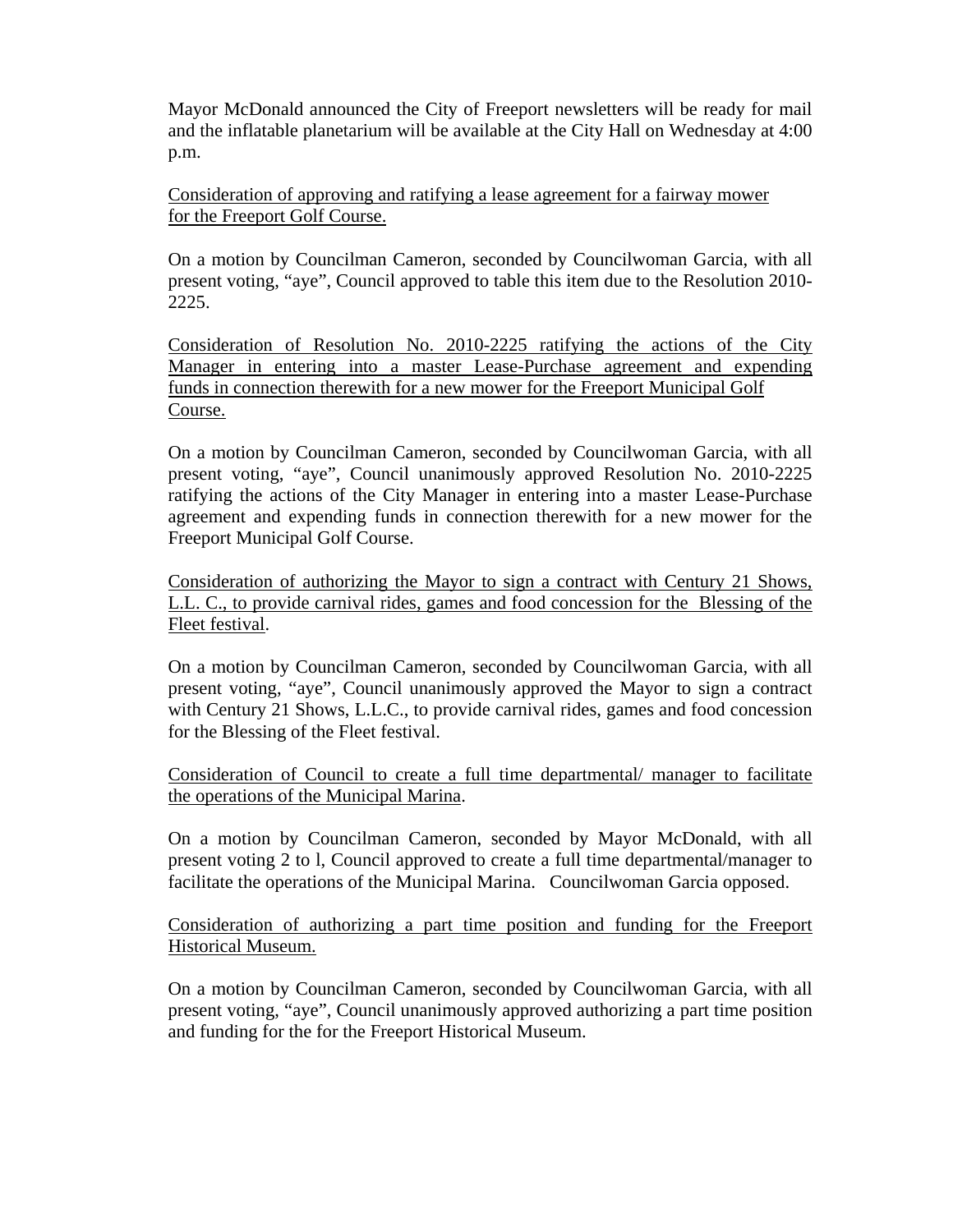Mayor McDonald announced the City of Freeport newsletters will be ready for mail and the inflatable planetarium will be available at the City Hall on Wednesday at 4:00 p.m.

<u>Consideration of approving and ratifying a lease agreement for a fairway mower for the Freeport Golf Course.</u>

On a motion by Councilman Cameron, seconded by Councilwoman Garcia, with all present voting, "aye", Council approved to table this item due to the Resolution 2010-2225.

<u>Consideration of Resolution No. 2010-2225 ratifying the actions of the City Manager in entering into a master Lease-Purchase agreement and expending funds in connection therewith for a new mower for the Freeport Municipal Golf Course.</u>

On a motion by Councilman Cameron, seconded by Councilwoman Garcia, with all present voting, "aye", Council unanimously approved Resolution No. 2010-2225 ratifying the actions of the City Manager in entering into a master Lease-Purchase agreement and expending funds in connection therewith for a new mower for the Freeport Municipal Golf Course.

<u>Consideration of authorizing the Mayor to sign a contract with Century 21 Shows, L.L. C., to provide carnival rides, games and food concession for the Blessing of the Fleet festival</u>.

On a motion by Councilman Cameron, seconded by Councilwoman Garcia, with all present voting, "aye", Council unanimously approved the Mayor to sign a contract with Century 21 Shows, L.L.C., to provide carnival rides, games and food concession for the Blessing of the Fleet festival.

<u>Consideration of Council to create a full time departmental/ manager to facilitate the operations of the Municipal Marina</u>.

On a motion by Councilman Cameron, seconded by Mayor McDonald, with all present voting 2 to l, Council approved to create a full time departmental/manager to facilitate the operations of the Municipal Marina. Councilwoman Garcia opposed.

<u>Consideration of authorizing a part time position and funding for the Freeport Historical Museum.</u>

On a motion by Councilman Cameron, seconded by Councilwoman Garcia, with all present voting, "aye", Council unanimously approved authorizing a part time position and funding for the for the Freeport Historical Museum.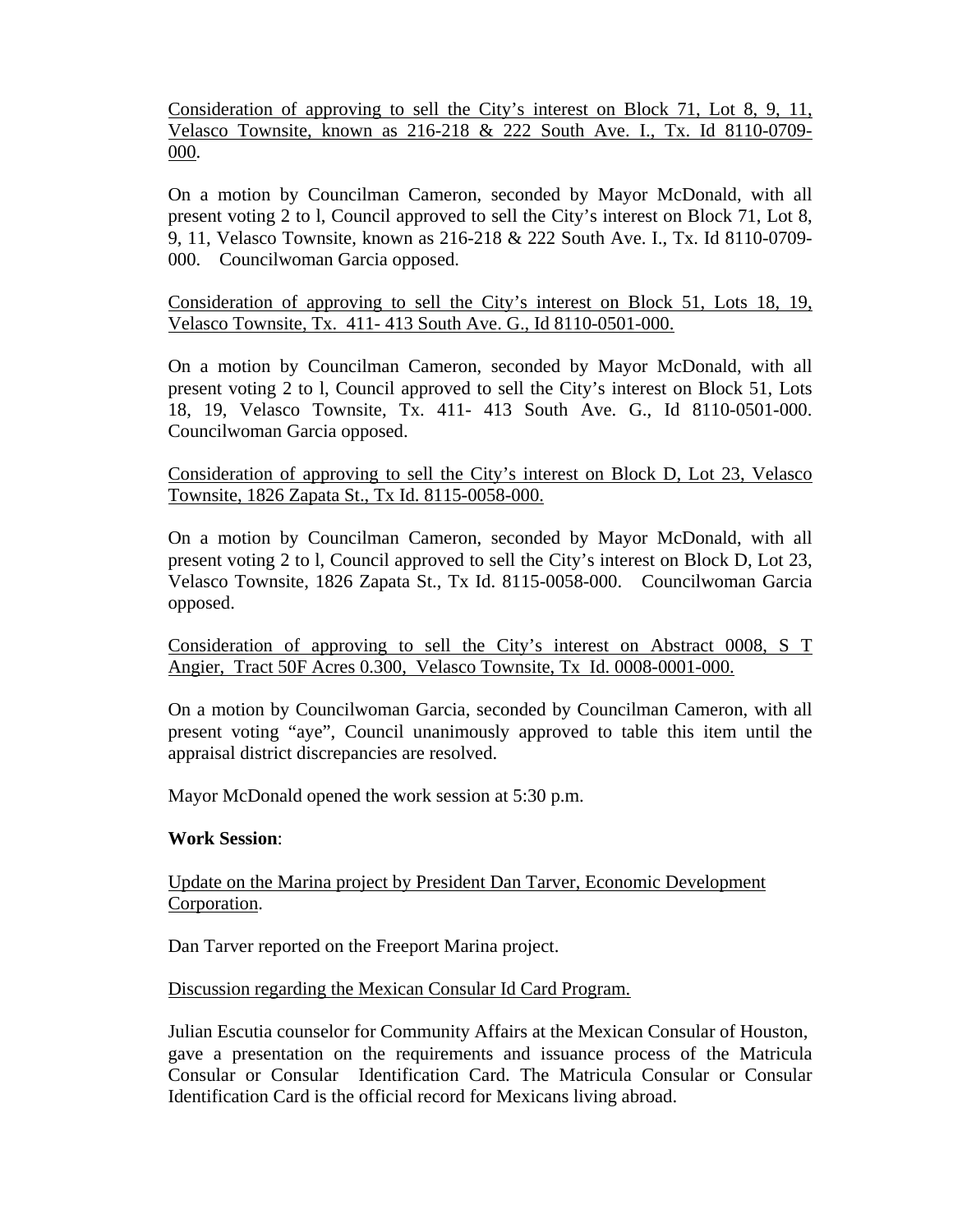Consideration of approving to sell the City's interest on Block 71, Lot 8, 9, 11, Velasco Townsite, known as 216-218 & 222 South Ave. I., Tx. Id 8110-0709-000.

On a motion by Councilman Cameron, seconded by Mayor McDonald, with all present voting 2 to l, Council approved to sell the City's interest on Block 71, Lot 8, 9, 11, Velasco Townsite, known as 216-218 & 222 South Ave. I., Tx. Id 8110-0709-000. Councilwoman Garcia opposed.

Consideration of approving to sell the City's interest on Block 51, Lots 18, 19, Velasco Townsite, Tx. 411- 413 South Ave. G., Id 8110-0501-000.

On a motion by Councilman Cameron, seconded by Mayor McDonald, with all present voting 2 to l, Council approved to sell the City's interest on Block 51, Lots 18, 19, Velasco Townsite, Tx. 411- 413 South Ave. G., Id 8110-0501-000. Councilwoman Garcia opposed.

Consideration of approving to sell the City's interest on Block D, Lot 23, Velasco Townsite, 1826 Zapata St., Tx Id. 8115-0058-000.

On a motion by Councilman Cameron, seconded by Mayor McDonald, with all present voting 2 to l, Council approved to sell the City's interest on Block D, Lot 23, Velasco Townsite, 1826 Zapata St., Tx Id. 8115-0058-000. Councilwoman Garcia opposed.

Consideration of approving to sell the City's interest on Abstract 0008, S T Angier, Tract 50F Acres 0.300, Velasco Townsite, Tx Id. 0008-0001-000.

On a motion by Councilwoman Garcia, seconded by Councilman Cameron, with all present voting "aye", Council unanimously approved to table this item until the appraisal district discrepancies are resolved.

Mayor McDonald opened the work session at 5:30 p.m.

**Work Session**:

Update on the Marina project by President Dan Tarver, Economic Development Corporation.

Dan Tarver reported on the Freeport Marina project.

Discussion regarding the Mexican Consular Id Card Program.

Julian Escutia counselor for Community Affairs at the Mexican Consular of Houston, gave a presentation on the requirements and issuance process of the Matricula Consular or Consular Identification Card. The Matricula Consular or Consular Identification Card is the official record for Mexicans living abroad.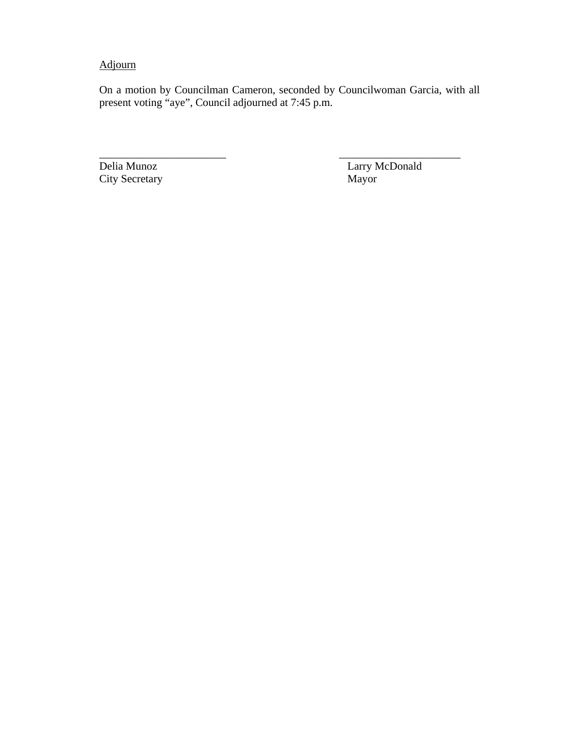Adjourn

On a motion by Councilman Cameron, seconded by Councilwoman Garcia, with all present voting "aye", Council adjourned at 7:45 p.m.

| | |
|---|---|
| ______________________ | ______________________ |
| Delia Munoz | Larry McDonald |
| City Secretary | Mayor |